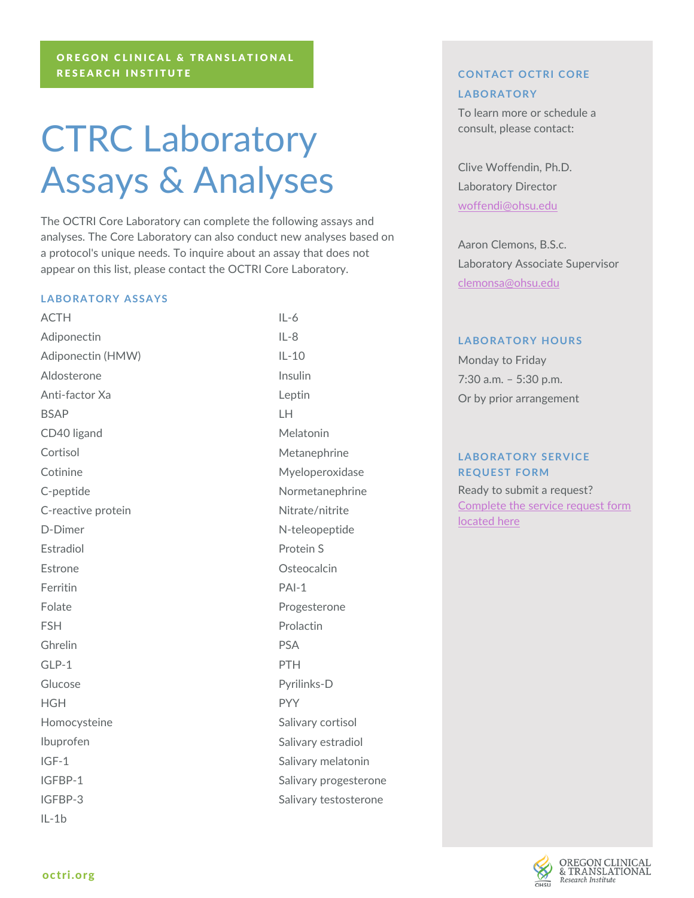OREGON CLINICAL & TRANSLATIONAL RESEARCH INSTITUTE

# CTRC Laboratory Assays & Analyses

The OCTRI Core Laboratory can complete the following assays and analyses. The Core Laboratory can also conduct new analyses based on a protocol's unique needs. To inquire about an assay that does not appear on this list, please contact the OCTRI Core Laboratory.

## LABORATORY ASSAYS

- ACTH
- Adiponectin
- Adiponectin (HMW)
- Aldosterone
- Anti-factor Xa
- BSAP
- CD40 ligand
- Cortisol
- Cotinine
- C-peptide
- C-reactive protein
- D-Dimer
- Estradiol
- Estrone
- Ferritin
- Folate
- FSH
- Ghrelin
- GLP-1
- Glucose
- HGH
- Homocysteine
- Ibuprofen
- IGF-1
- IGFBP-1
- IGFBP-3
- IL-1b
- IL-6
- IL-8
- IL-10
- Insulin
- Leptin
- LH
- Melatonin
- Metanephrine
- Myeloperoxidase
- Normetanephrine
- Nitrate/nitrite
- N-teleopeptide
- Protein S
- Osteocalcin
- PAI-1
- Progesterone
- Prolactin
- PSA
- PTH
- Pyrilinks-D
- PYY
- Salivary cortisol
- Salivary estradiol
- Salivary melatonin
- Salivary progesterone
- Salivary testosterone

## CONTACT OCTRI CORE LABORATORY

To learn more or schedule a consult, please contact:

Clive Woffendin, Ph.D.
Laboratory Director
woffendi@ohsu.edu

Aaron Clemons, B.S.c.
Laboratory Associate Supervisor
clemonsa@ohsu.edu

## LABORATORY HOURS

Monday to Friday
7:30 a.m. – 5:30 p.m.
Or by prior arrangement

## LABORATORY SERVICE REQUEST FORM

Ready to submit a request?
Complete the service request form located here

octri.org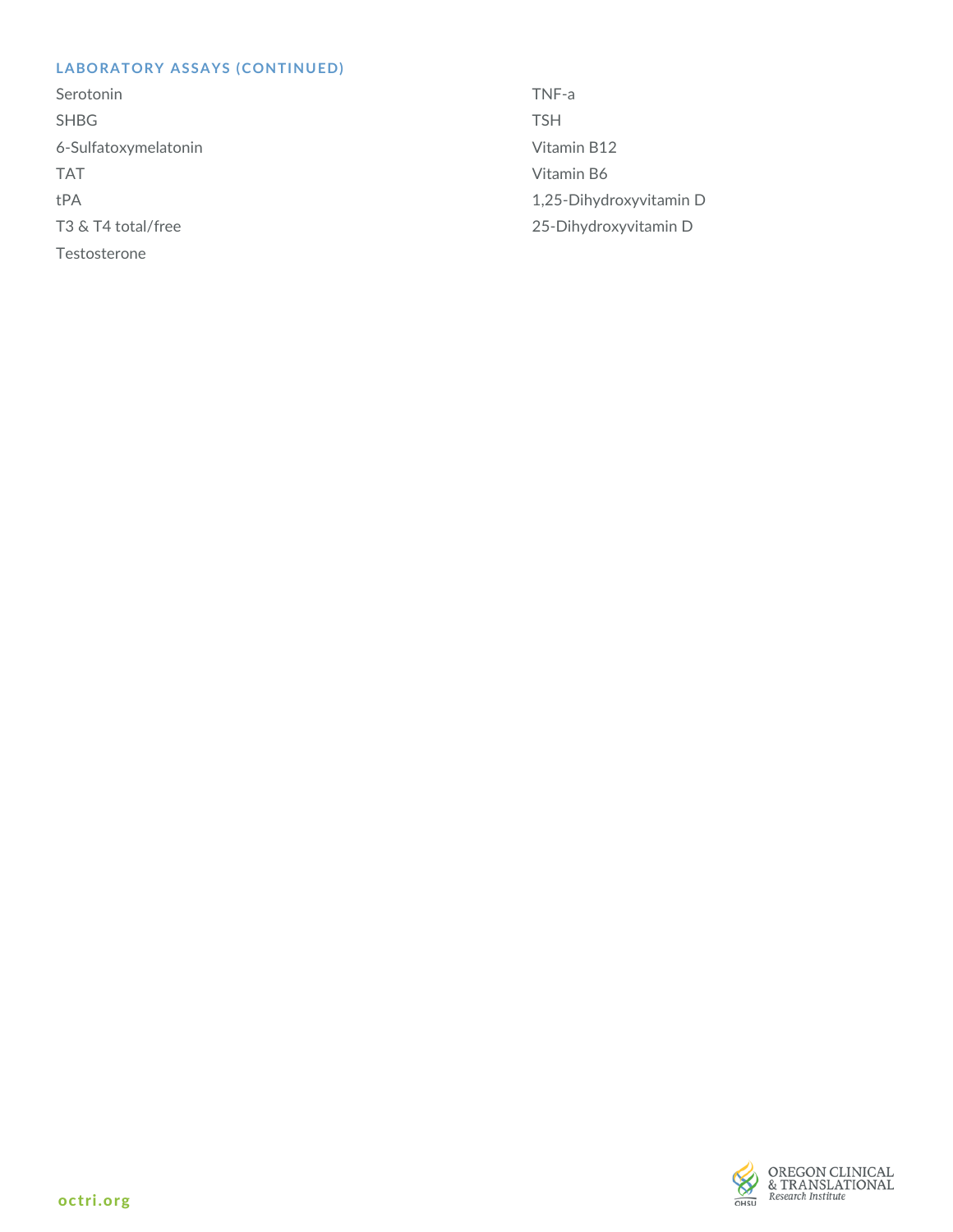### LABORATORY ASSAYS (CONTINUED)

- Serotonin
- SHBG
- 6-Sulfatoxymelatonin
- TAT
- tPA
- T3 & T4 total/free
- Testosterone
- TNF-a
- TSH
- Vitamin B12
- Vitamin B6
- 1,25-Dihydroxyvitamin D
- 25-Dihydroxyvitamin D